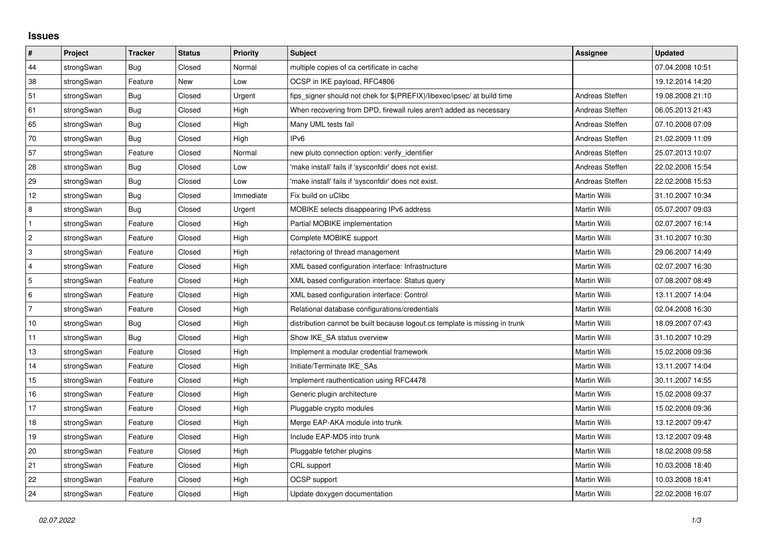## Issues

| # | Project | Tracker | Status | Priority | Subject | Assignee | Updated |
|---|---|---|---|---|---|---|---|
| 44 | strongSwan | Bug | Closed | Normal | multiple copies of ca certificate in cache | | 07.04.2008 10:51 |
| 38 | strongSwan | Feature | New | Low | OCSP in IKE payload, RFC4806 | | 19.12.2014 14:20 |
| 51 | strongSwan | Bug | Closed | Urgent | fips_signer should not chek for $(PREFIX)/libexec/ipsec/ at build time | Andreas Steffen | 19.08.2008 21:10 |
| 61 | strongSwan | Bug | Closed | High | When recovering from DPD, firewall rules aren't added as necessary | Andreas Steffen | 06.05.2013 21:43 |
| 65 | strongSwan | Bug | Closed | High | Many UML tests fail | Andreas Steffen | 07.10.2008 07:09 |
| 70 | strongSwan | Bug | Closed | High | IPv6 | Andreas Steffen | 21.02.2009 11:09 |
| 57 | strongSwan | Feature | Closed | Normal | new pluto connection option: verify_identifier | Andreas Steffen | 25.07.2013 10:07 |
| 28 | strongSwan | Bug | Closed | Low | 'make install' fails if 'sysconfdir' does not exist. | Andreas Steffen | 22.02.2008 15:54 |
| 29 | strongSwan | Bug | Closed | Low | 'make install' fails if 'sysconfdir' does not exist. | Andreas Steffen | 22.02.2008 15:53 |
| 12 | strongSwan | Bug | Closed | Immediate | Fix build on uClibc | Martin Willi | 31.10.2007 10:34 |
| 8 | strongSwan | Bug | Closed | Urgent | MOBIKE selects disappearing IPv6 address | Martin Willi | 05.07.2007 09:03 |
| 1 | strongSwan | Feature | Closed | High | Partial MOBIKE implementation | Martin Willi | 02.07.2007 16:14 |
| 2 | strongSwan | Feature | Closed | High | Complete MOBIKE support | Martin Willi | 31.10.2007 10:30 |
| 3 | strongSwan | Feature | Closed | High | refactoring of thread management | Martin Willi | 29.06.2007 14:49 |
| 4 | strongSwan | Feature | Closed | High | XML based configuration interface: Infrastructure | Martin Willi | 02.07.2007 16:30 |
| 5 | strongSwan | Feature | Closed | High | XML based configuration interface: Status query | Martin Willi | 07.08.2007 08:49 |
| 6 | strongSwan | Feature | Closed | High | XML based configuration interface: Control | Martin Willi | 13.11.2007 14:04 |
| 7 | strongSwan | Feature | Closed | High | Relational database configurations/credentials | Martin Willi | 02.04.2008 16:30 |
| 10 | strongSwan | Bug | Closed | High | distribution cannot be built because logout.cs template is missing in trunk | Martin Willi | 18.09.2007 07:43 |
| 11 | strongSwan | Bug | Closed | High | Show IKE_SA status overview | Martin Willi | 31.10.2007 10:29 |
| 13 | strongSwan | Feature | Closed | High | Implement a modular credential framework | Martin Willi | 15.02.2008 09:36 |
| 14 | strongSwan | Feature | Closed | High | Initiate/Terminate IKE_SAs | Martin Willi | 13.11.2007 14:04 |
| 15 | strongSwan | Feature | Closed | High | Implement rauthentication using RFC4478 | Martin Willi | 30.11.2007 14:55 |
| 16 | strongSwan | Feature | Closed | High | Generic plugin architecture | Martin Willi | 15.02.2008 09:37 |
| 17 | strongSwan | Feature | Closed | High | Pluggable crypto modules | Martin Willi | 15.02.2008 09:36 |
| 18 | strongSwan | Feature | Closed | High | Merge EAP-AKA module into trunk | Martin Willi | 13.12.2007 09:47 |
| 19 | strongSwan | Feature | Closed | High | Include EAP-MD5 into trunk | Martin Willi | 13.12.2007 09:48 |
| 20 | strongSwan | Feature | Closed | High | Pluggable fetcher plugins | Martin Willi | 18.02.2008 09:58 |
| 21 | strongSwan | Feature | Closed | High | CRL support | Martin Willi | 10.03.2008 18:40 |
| 22 | strongSwan | Feature | Closed | High | OCSP support | Martin Willi | 10.03.2008 18:41 |
| 24 | strongSwan | Feature | Closed | High | Update doxygen documentation | Martin Willi | 22.02.2008 16:07 |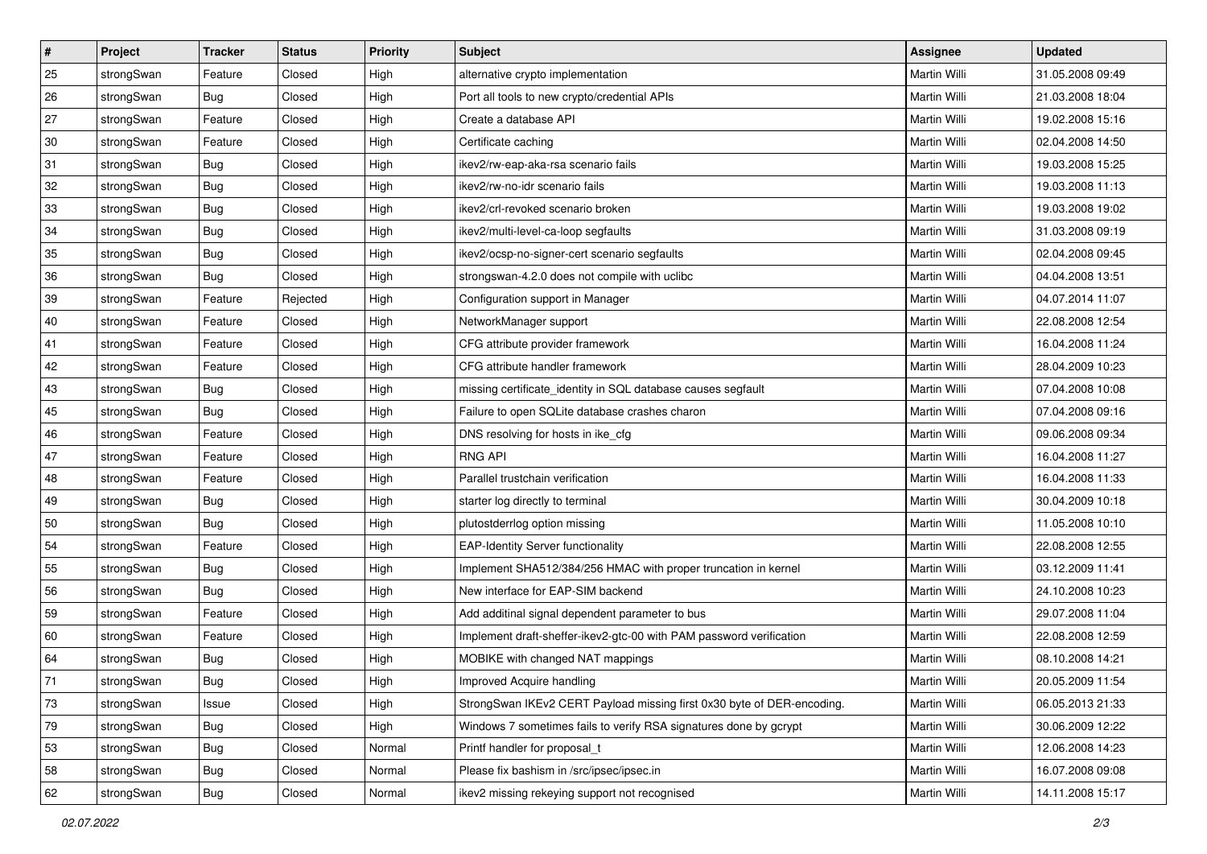| # | Project | Tracker | Status | Priority | Subject | Assignee | Updated |
| --- | --- | --- | --- | --- | --- | --- | --- |
| 25 | strongSwan | Feature | Closed | High | alternative crypto implementation | Martin Willi | 31.05.2008 09:49 |
| 26 | strongSwan | Bug | Closed | High | Port all tools to new crypto/credential APIs | Martin Willi | 21.03.2008 18:04 |
| 27 | strongSwan | Feature | Closed | High | Create a database API | Martin Willi | 19.02.2008 15:16 |
| 30 | strongSwan | Feature | Closed | High | Certificate caching | Martin Willi | 02.04.2008 14:50 |
| 31 | strongSwan | Bug | Closed | High | ikev2/rw-eap-aka-rsa scenario fails | Martin Willi | 19.03.2008 15:25 |
| 32 | strongSwan | Bug | Closed | High | ikev2/rw-no-idr scenario fails | Martin Willi | 19.03.2008 11:13 |
| 33 | strongSwan | Bug | Closed | High | ikev2/crl-revoked scenario broken | Martin Willi | 19.03.2008 19:02 |
| 34 | strongSwan | Bug | Closed | High | ikev2/multi-level-ca-loop segfaults | Martin Willi | 31.03.2008 09:19 |
| 35 | strongSwan | Bug | Closed | High | ikev2/ocsp-no-signer-cert scenario segfaults | Martin Willi | 02.04.2008 09:45 |
| 36 | strongSwan | Bug | Closed | High | strongswan-4.2.0 does not compile with uclibc | Martin Willi | 04.04.2008 13:51 |
| 39 | strongSwan | Feature | Rejected | High | Configuration support in Manager | Martin Willi | 04.07.2014 11:07 |
| 40 | strongSwan | Feature | Closed | High | NetworkManager support | Martin Willi | 22.08.2008 12:54 |
| 41 | strongSwan | Feature | Closed | High | CFG attribute provider framework | Martin Willi | 16.04.2008 11:24 |
| 42 | strongSwan | Feature | Closed | High | CFG attribute handler framework | Martin Willi | 28.04.2009 10:23 |
| 43 | strongSwan | Bug | Closed | High | missing certificate_identity in SQL database causes segfault | Martin Willi | 07.04.2008 10:08 |
| 45 | strongSwan | Bug | Closed | High | Failure to open SQLite database crashes charon | Martin Willi | 07.04.2008 09:16 |
| 46 | strongSwan | Feature | Closed | High | DNS resolving for hosts in ike_cfg | Martin Willi | 09.06.2008 09:34 |
| 47 | strongSwan | Feature | Closed | High | RNG API | Martin Willi | 16.04.2008 11:27 |
| 48 | strongSwan | Feature | Closed | High | Parallel trustchain verification | Martin Willi | 16.04.2008 11:33 |
| 49 | strongSwan | Bug | Closed | High | starter log directly to terminal | Martin Willi | 30.04.2009 10:18 |
| 50 | strongSwan | Bug | Closed | High | plutostderrlog option missing | Martin Willi | 11.05.2008 10:10 |
| 54 | strongSwan | Feature | Closed | High | EAP-Identity Server functionality | Martin Willi | 22.08.2008 12:55 |
| 55 | strongSwan | Bug | Closed | High | Implement SHA512/384/256 HMAC with proper truncation in kernel | Martin Willi | 03.12.2009 11:41 |
| 56 | strongSwan | Bug | Closed | High | New interface for EAP-SIM backend | Martin Willi | 24.10.2008 10:23 |
| 59 | strongSwan | Feature | Closed | High | Add additinal signal dependent parameter to bus | Martin Willi | 29.07.2008 11:04 |
| 60 | strongSwan | Feature | Closed | High | Implement draft-sheffer-ikev2-gtc-00 with PAM password verification | Martin Willi | 22.08.2008 12:59 |
| 64 | strongSwan | Bug | Closed | High | MOBIKE with changed NAT mappings | Martin Willi | 08.10.2008 14:21 |
| 71 | strongSwan | Bug | Closed | High | Improved Acquire handling | Martin Willi | 20.05.2009 11:54 |
| 73 | strongSwan | Issue | Closed | High | StrongSwan IKEv2 CERT Payload missing first 0x30 byte of DER-encoding. | Martin Willi | 06.05.2013 21:33 |
| 79 | strongSwan | Bug | Closed | High | Windows 7 sometimes fails to verify RSA signatures done by gcrypt | Martin Willi | 30.06.2009 12:22 |
| 53 | strongSwan | Bug | Closed | Normal | Printf handler for proposal_t | Martin Willi | 12.06.2008 14:23 |
| 58 | strongSwan | Bug | Closed | Normal | Please fix bashism in /src/ipsec/ipsec.in | Martin Willi | 16.07.2008 09:08 |
| 62 | strongSwan | Bug | Closed | Normal | ikev2 missing rekeying support not recognised | Martin Willi | 14.11.2008 15:17 |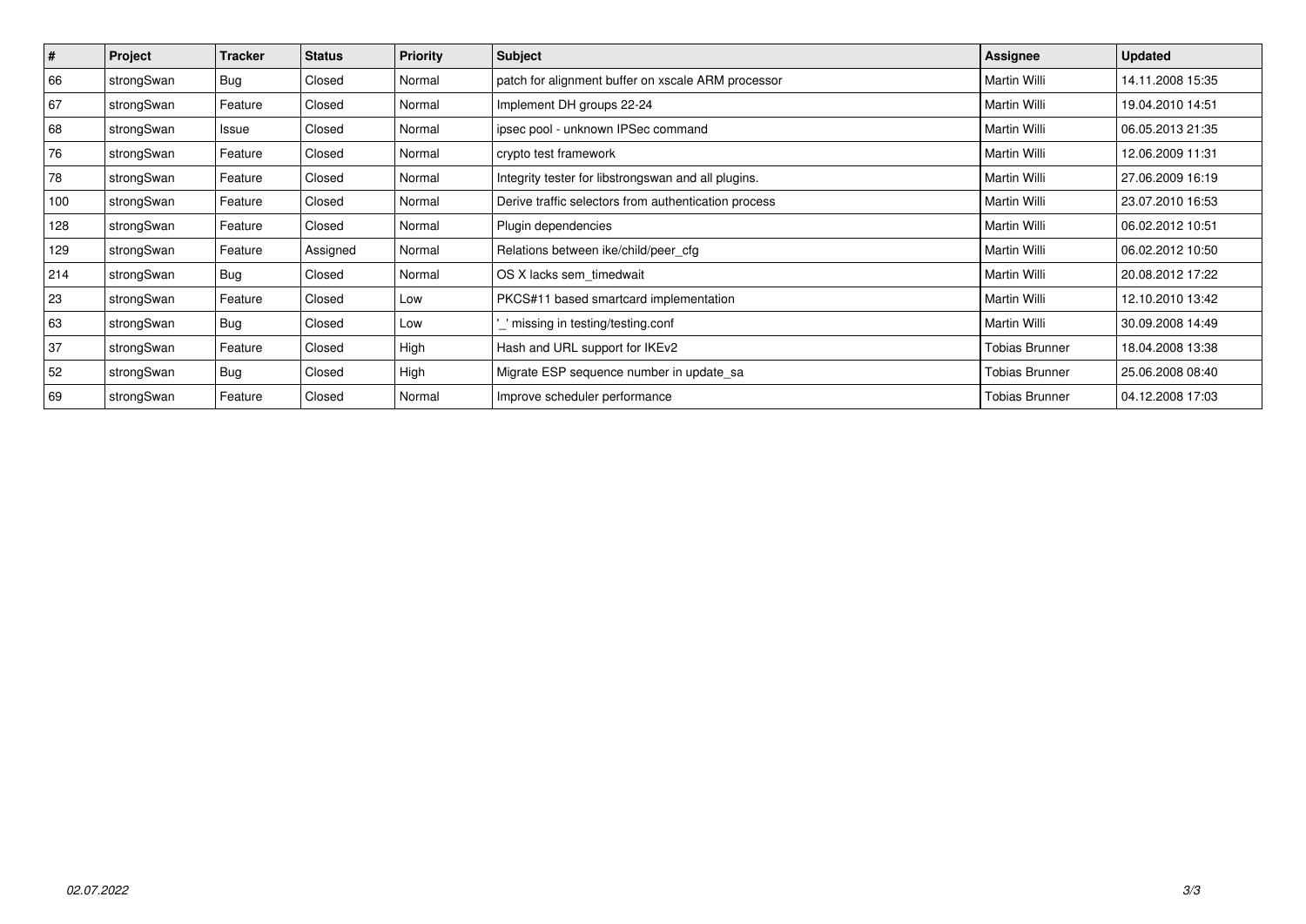| # | Project | Tracker | Status | Priority | Subject | Assignee | Updated |
|---|---|---|---|---|---|---|---|
| 66 | strongSwan | Bug | Closed | Normal | patch for alignment buffer on xscale ARM processor | Martin Willi | 14.11.2008 15:35 |
| 67 | strongSwan | Feature | Closed | Normal | Implement DH groups 22-24 | Martin Willi | 19.04.2010 14:51 |
| 68 | strongSwan | Issue | Closed | Normal | ipsec pool - unknown IPSec command | Martin Willi | 06.05.2013 21:35 |
| 76 | strongSwan | Feature | Closed | Normal | crypto test framework | Martin Willi | 12.06.2009 11:31 |
| 78 | strongSwan | Feature | Closed | Normal | Integrity tester for libstrongswan and all plugins. | Martin Willi | 27.06.2009 16:19 |
| 100 | strongSwan | Feature | Closed | Normal | Derive traffic selectors from authentication process | Martin Willi | 23.07.2010 16:53 |
| 128 | strongSwan | Feature | Closed | Normal | Plugin dependencies | Martin Willi | 06.02.2012 10:51 |
| 129 | strongSwan | Feature | Assigned | Normal | Relations between ike/child/peer_cfg | Martin Willi | 06.02.2012 10:50 |
| 214 | strongSwan | Bug | Closed | Normal | OS X lacks sem_timedwait | Martin Willi | 20.08.2012 17:22 |
| 23 | strongSwan | Feature | Closed | Low | PKCS#11 based smartcard implementation | Martin Willi | 12.10.2010 13:42 |
| 63 | strongSwan | Bug | Closed | Low | '_' missing in testing/testing.conf | Martin Willi | 30.09.2008 14:49 |
| 37 | strongSwan | Feature | Closed | High | Hash and URL support for IKEv2 | Tobias Brunner | 18.04.2008 13:38 |
| 52 | strongSwan | Bug | Closed | High | Migrate ESP sequence number in update_sa | Tobias Brunner | 25.06.2008 08:40 |
| 69 | strongSwan | Feature | Closed | Normal | Improve scheduler performance | Tobias Brunner | 04.12.2008 17:03 |